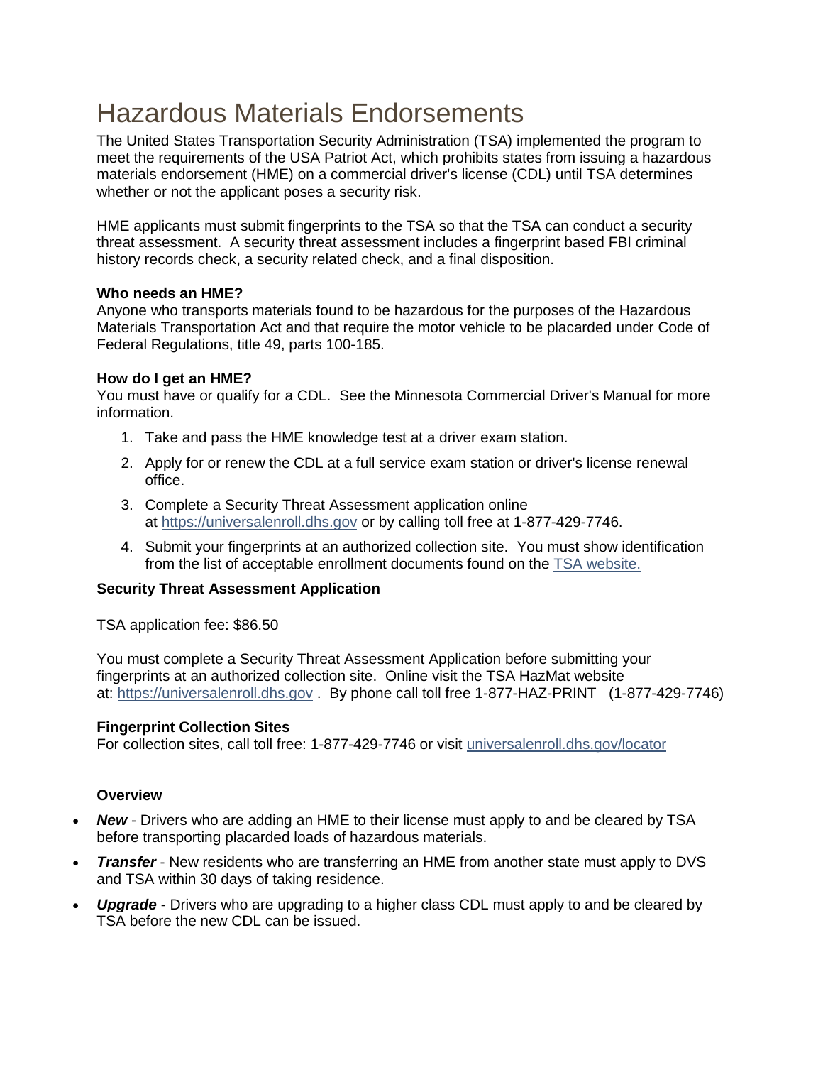# Hazardous Materials Endorsements

The United States Transportation Security Administration (TSA) implemented the program to meet the requirements of the USA Patriot Act, which prohibits states from issuing a hazardous materials endorsement (HME) on a commercial driver's license (CDL) until TSA determines whether or not the applicant poses a security risk.

HME applicants must submit fingerprints to the TSA so that the TSA can conduct a security threat assessment. A security threat assessment includes a fingerprint based FBI criminal history records check, a security related check, and a final disposition.

**Who needs an HME?**
Anyone who transports materials found to be hazardous for the purposes of the Hazardous Materials Transportation Act and that require the motor vehicle to be placarded under Code of Federal Regulations, title 49, parts 100-185.

**How do I get an HME?**
You must have or qualify for a CDL. See the Minnesota Commercial Driver's Manual for more information.

1. Take and pass the HME knowledge test at a driver exam station.
2. Apply for or renew the CDL at a full service exam station or driver's license renewal office.
3. Complete a Security Threat Assessment application online at [https://universalenroll.dhs.gov](https://universalenroll.dhs.gov) or by calling toll free at 1-877-429-7746.
4. Submit your fingerprints at an authorized collection site. You must show identification from the list of acceptable enrollment documents found on the TSA website.

**Security Threat Assessment Application**

TSA application fee: $86.50

You must complete a Security Threat Assessment Application before submitting your fingerprints at an authorized collection site. Online visit the TSA HazMat website at: [https://universalenroll.dhs.gov](https://universalenroll.dhs.gov) . By phone call toll free 1-877-HAZ-PRINT (1-877-429-7746)

**Fingerprint Collection Sites**
For collection sites, call toll free: 1-877-429-7746 or visit universalenroll.dhs.gov/locator

**Overview**

- ***New*** - Drivers who are adding an HME to their license must apply to and be cleared by TSA before transporting placarded loads of hazardous materials.
- ***Transfer*** - New residents who are transferring an HME from another state must apply to DVS and TSA within 30 days of taking residence.
- ***Upgrade*** - Drivers who are upgrading to a higher class CDL must apply to and be cleared by TSA before the new CDL can be issued.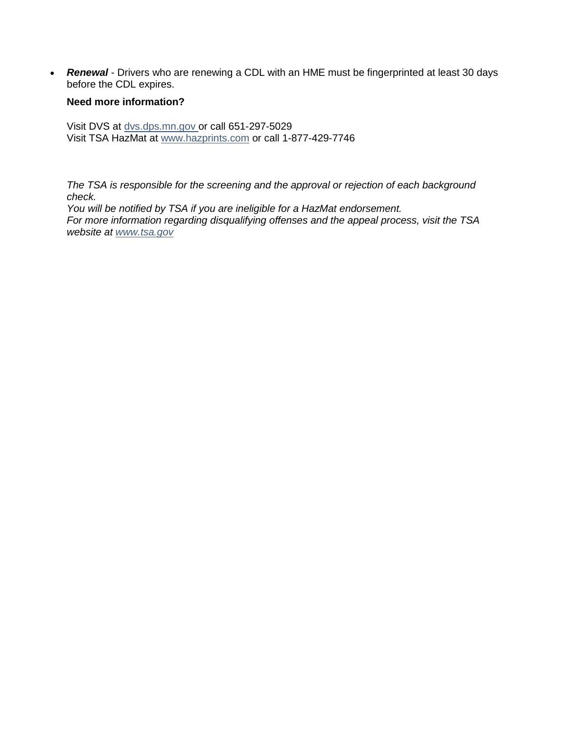- ***Renewal*** - Drivers who are renewing a CDL with an HME must be fingerprinted at least 30 days before the CDL expires.

  **Need more information?**

  Visit DVS at dvs.dps.mn.gov or call 651-297-5029
  Visit TSA HazMat at www.hazprints.com or call 1-877-429-7746

  *The TSA is responsible for the screening and the approval or rejection of each background check.*
  *You will be notified by TSA if you are ineligible for a HazMat endorsement.*
  *For more information regarding disqualifying offenses and the appeal process, visit the TSA website at www.tsa.gov*